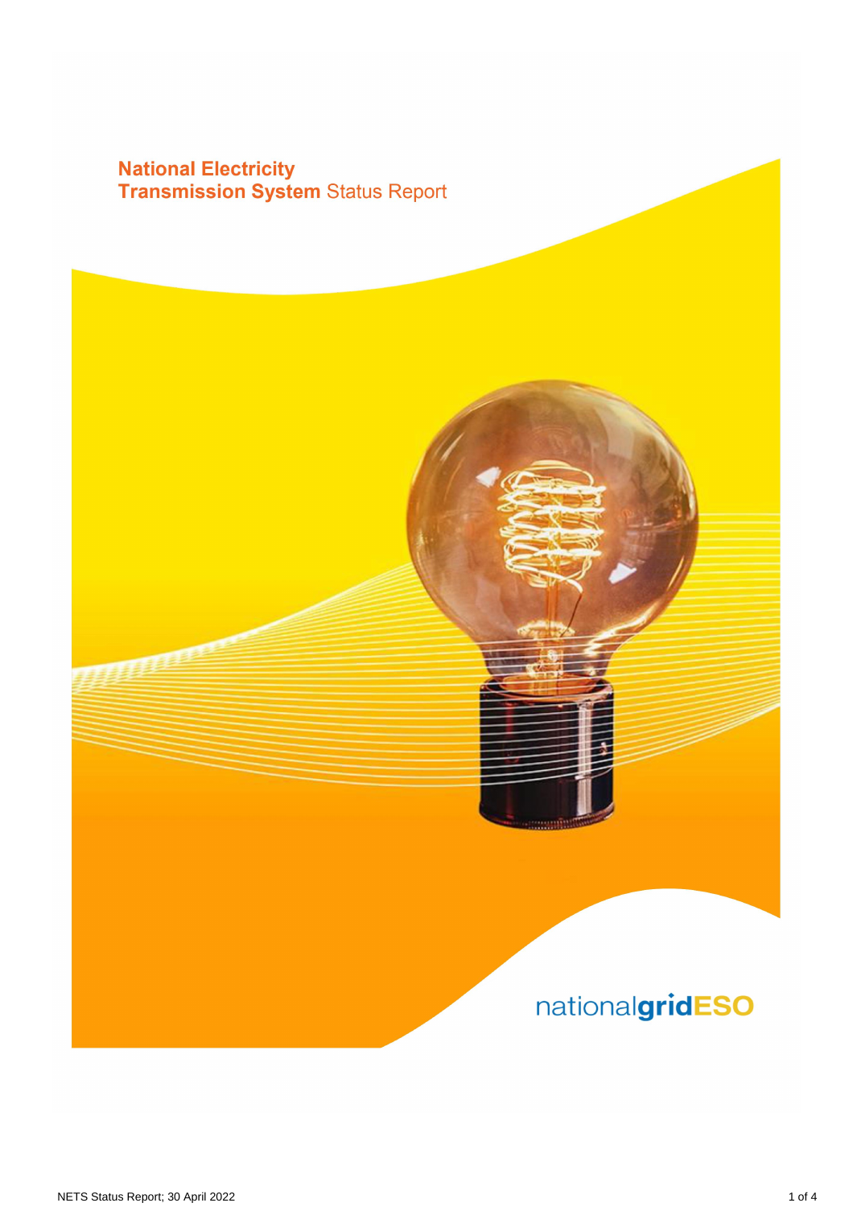# National Electricity Transmission System Status Report

nationalgridESO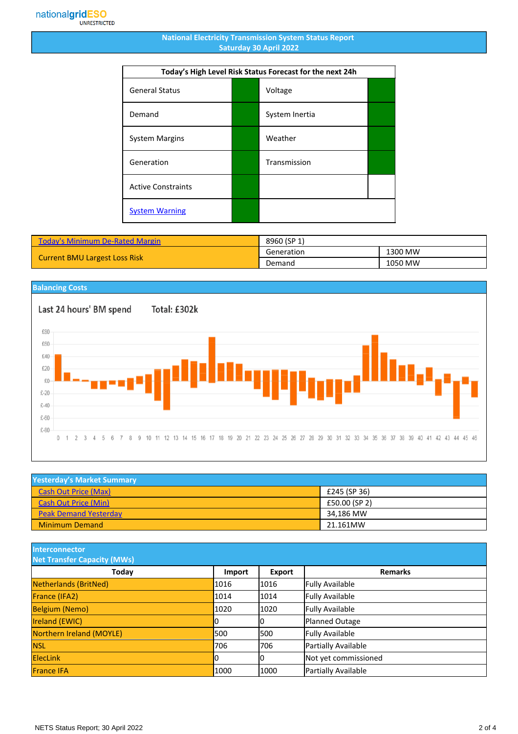# National Electricity Transmission System Status Report
## Saturday 30 April 2022

| Today's High Level Risk Status Forecast for the next 24h | | | |
|---|---|---|---|
| General Status | | Voltage | |
| Demand | | System Inertia | |
| System Margins | | Weather | |
| Generation | | Transmission | |
| Active Constraints | | | |
| System Warning | | | |

| Today's Minimum De-Rated Margin | 8960 (SP 1) | |
|---|---|---|
| Current BMU Largest Loss Risk | Generation | 1300 MW |
| | Demand | 1050 MW |

## Balancing Costs

Last 24 hours' BM spend Total: £302k

## Yesterday's Market Summary

| | |
|---|---|
| Cash Out Price (Max) | £245 (SP 36) |
| Cash Out Price (Min) | £50.00 (SP 2) |
| Peak Demand Yesterday | 34,186 MW |
| Minimum Demand | 21.161MW |

## Interconnector Net Transfer Capacity (MWs)

| Today | Import | Export | Remarks |
|---|---|---|---|
| Netherlands (BritNed) | 1016 | 1016 | Fully Available |
| France (IFA2) | 1014 | 1014 | Fully Available |
| Belgium (Nemo) | 1020 | 1020 | Fully Available |
| Ireland (EWIC) | 0 | 0 | Planned Outage |
| Northern Ireland (MOYLE) | 500 | 500 | Fully Available |
| NSL | 706 | 706 | Partially Available |
| ElecLink | 0 | 0 | Not yet commissioned |
| France IFA | 1000 | 1000 | Partially Available |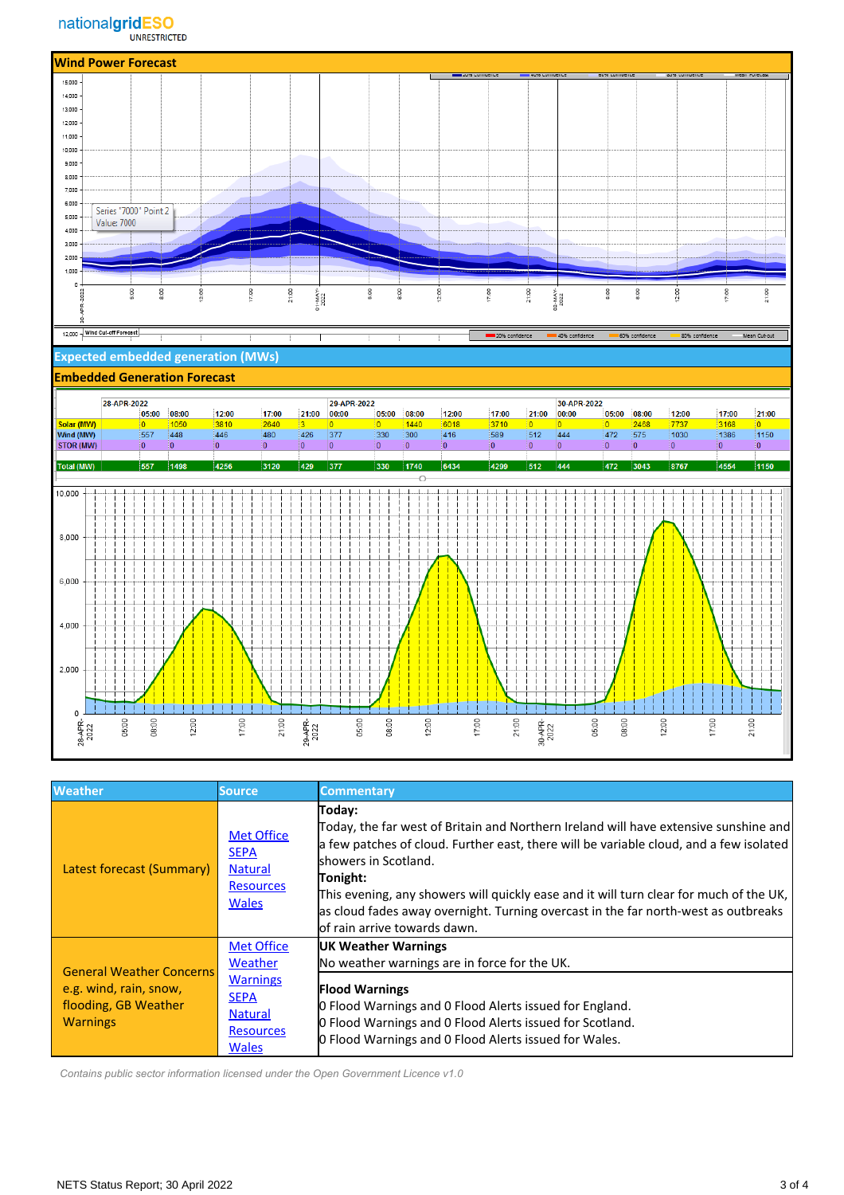## Wind Power Forecast

## Expected embedded generation (MWs)

## Embedded Generation Forecast

| | 28-APR-2022 | | | | | 29-APR-2022 | | | | | | 30-APR-2022 | | | | | |
|---|---|---|---|---|---|---|---|---|---|---|---|---|---|---|---|---|---|
| | 05:00 | 08:00 | 12:00 | 17:00 | 21:00 | 00:00 | 05:00 | 08:00 | 12:00 | 17:00 | 21:00 | 00:00 | 05:00 | 08:00 | 12:00 | 17:00 | 21:00 |
| Solar (MW) | 0 | 1050 | 3810 | 2640 | 3 | 0 | 0 | 1440 | 6018 | 3710 | 0 | 0 | 0 | 2468 | 7737 | 3168 | 0 |
| Wind (MW) | 557 | 448 | 446 | 480 | 426 | 377 | 330 | 300 | 416 | 589 | 512 | 444 | 472 | 575 | 1030 | 1386 | 1150 |
| STOR (MW) | 0 | 0 | 0 | 0 | 0 | 0 | 0 | 0 | 0 | 0 | 0 | 0 | 0 | 0 | 0 | 0 | 0 |
| Total (MW) | 557 | 1498 | 4256 | 3120 | 429 | 377 | 330 | 1740 | 6434 | 4299 | 512 | 444 | 472 | 3043 | 8767 | 4554 | 1150 |

| Weather | Source | Commentary |
|---|---|---|
| Latest forecast (Summary) | Met Office<br>SEPA<br>Natural Resources Wales | **Today:**<br>Today, the far west of Britain and Northern Ireland will have extensive sunshine and a few patches of cloud. Further east, there will be variable cloud, and a few isolated showers in Scotland.<br>**Tonight:**<br>This evening, any showers will quickly ease and it will turn clear for much of the UK, as cloud fades away overnight. Turning overcast in the far north-west as outbreaks of rain arrive towards dawn. |
| General Weather Concerns e.g. wind, rain, snow, flooding, GB Weather Warnings | Met Office Weather Warnings<br>SEPA<br>Natural Resources Wales | **UK Weather Warnings**<br>No weather warnings are in force for the UK.<br>**Flood Warnings**<br>0 Flood Warnings and 0 Flood Alerts issued for England.<br>0 Flood Warnings and 0 Flood Alerts issued for Scotland.<br>0 Flood Warnings and 0 Flood Alerts issued for Wales. |

*Contains public sector information licensed under the Open Government Licence v1.0*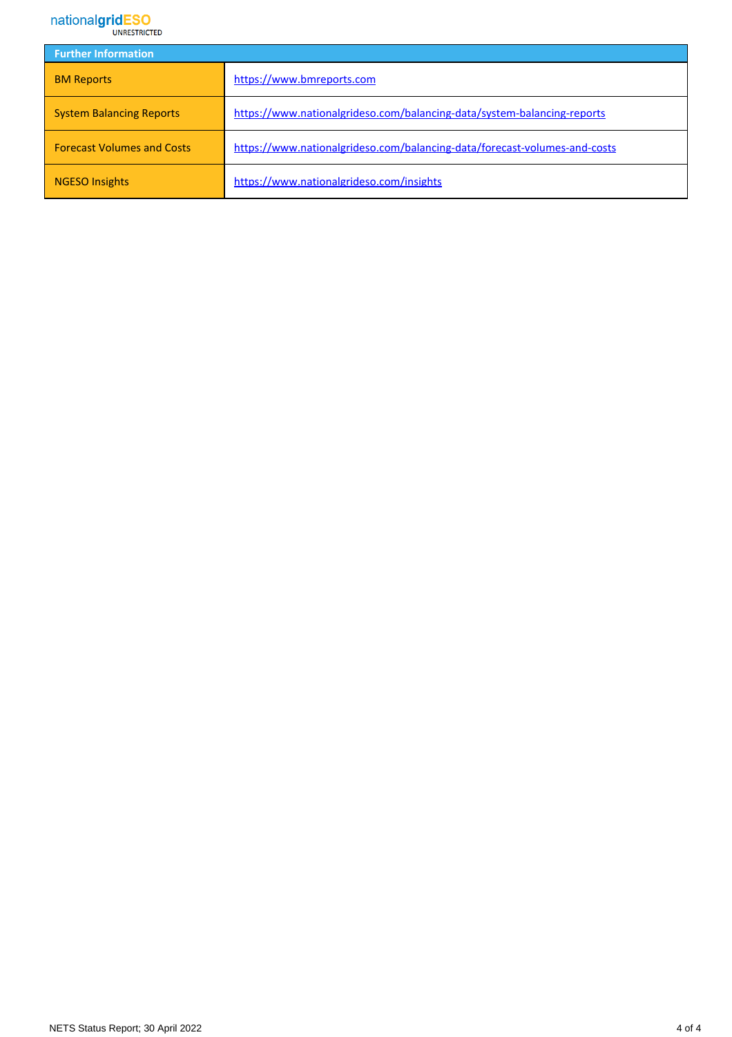| Further Information | |
|---|---|
| BM Reports | https://www.bmreports.com |
| System Balancing Reports | https://www.nationalgrideso.com/balancing-data/system-balancing-reports |
| Forecast Volumes and Costs | https://www.nationalgrideso.com/balancing-data/forecast-volumes-and-costs |
| NGESO Insights | https://www.nationalgrideso.com/insights |